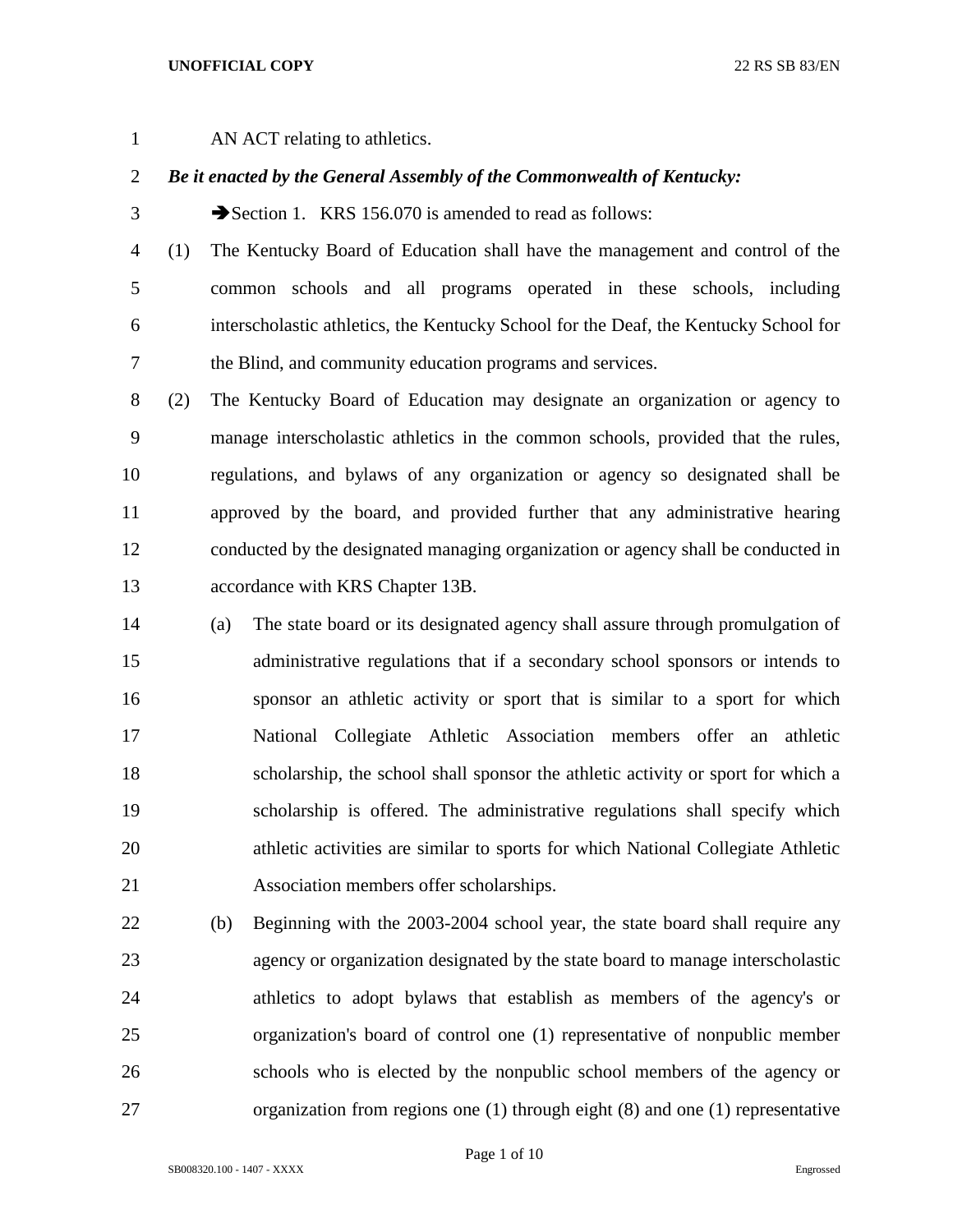AN ACT relating to athletics.

***Be it enacted by the General Assembly of the Commonwealth of Kentucky:***

➔Section 1. KRS 156.070 is amended to read as follows:

(1) The Kentucky Board of Education shall have the management and control of the common schools and all programs operated in these schools, including interscholastic athletics, the Kentucky School for the Deaf, the Kentucky School for the Blind, and community education programs and services.

(2) The Kentucky Board of Education may designate an organization or agency to manage interscholastic athletics in the common schools, provided that the rules, regulations, and bylaws of any organization or agency so designated shall be approved by the board, and provided further that any administrative hearing conducted by the designated managing organization or agency shall be conducted in accordance with KRS Chapter 13B.

(a) The state board or its designated agency shall assure through promulgation of administrative regulations that if a secondary school sponsors or intends to sponsor an athletic activity or sport that is similar to a sport for which National Collegiate Athletic Association members offer an athletic scholarship, the school shall sponsor the athletic activity or sport for which a scholarship is offered. The administrative regulations shall specify which athletic activities are similar to sports for which National Collegiate Athletic Association members offer scholarships.

(b) Beginning with the 2003-2004 school year, the state board shall require any agency or organization designated by the state board to manage interscholastic athletics to adopt bylaws that establish as members of the agency's or organization's board of control one (1) representative of nonpublic member schools who is elected by the nonpublic school members of the agency or organization from regions one (1) through eight (8) and one (1) representative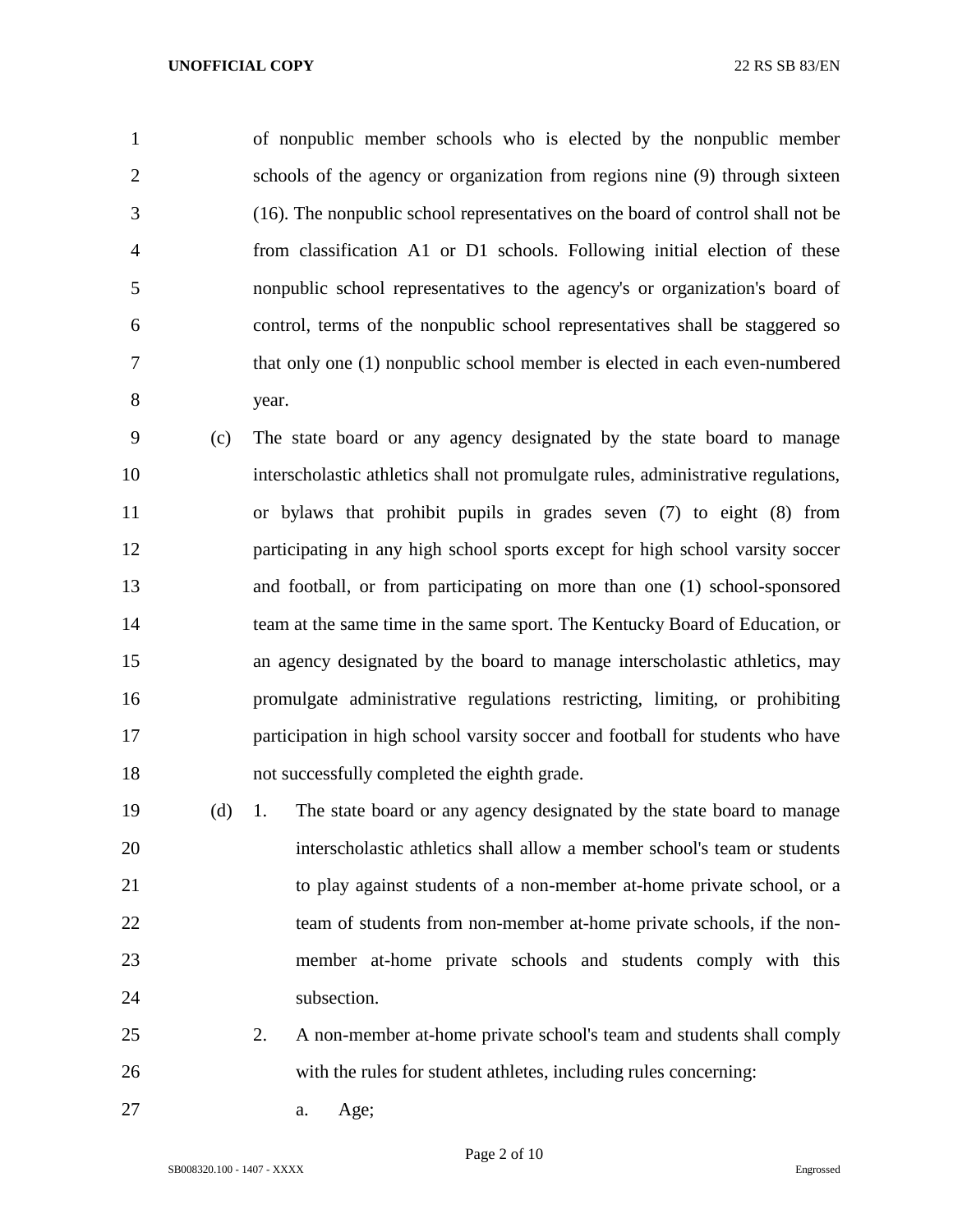of nonpublic member schools who is elected by the nonpublic member schools of the agency or organization from regions nine (9) through sixteen (16). The nonpublic school representatives on the board of control shall not be from classification A1 or D1 schools. Following initial election of these nonpublic school representatives to the agency's or organization's board of control, terms of the nonpublic school representatives shall be staggered so that only one (1) nonpublic school member is elected in each even-numbered year.

(c) The state board or any agency designated by the state board to manage interscholastic athletics shall not promulgate rules, administrative regulations, or bylaws that prohibit pupils in grades seven (7) to eight (8) from participating in any high school sports except for high school varsity soccer and football, or from participating on more than one (1) school-sponsored team at the same time in the same sport. The Kentucky Board of Education, or an agency designated by the board to manage interscholastic athletics, may promulgate administrative regulations restricting, limiting, or prohibiting participation in high school varsity soccer and football for students who have not successfully completed the eighth grade.

(d) 1. The state board or any agency designated by the state board to manage interscholastic athletics shall allow a member school's team or students to play against students of a non-member at-home private school, or a team of students from non-member at-home private schools, if the non-member at-home private schools and students comply with this subsection.

2. A non-member at-home private school's team and students shall comply with the rules for student athletes, including rules concerning:

a. Age;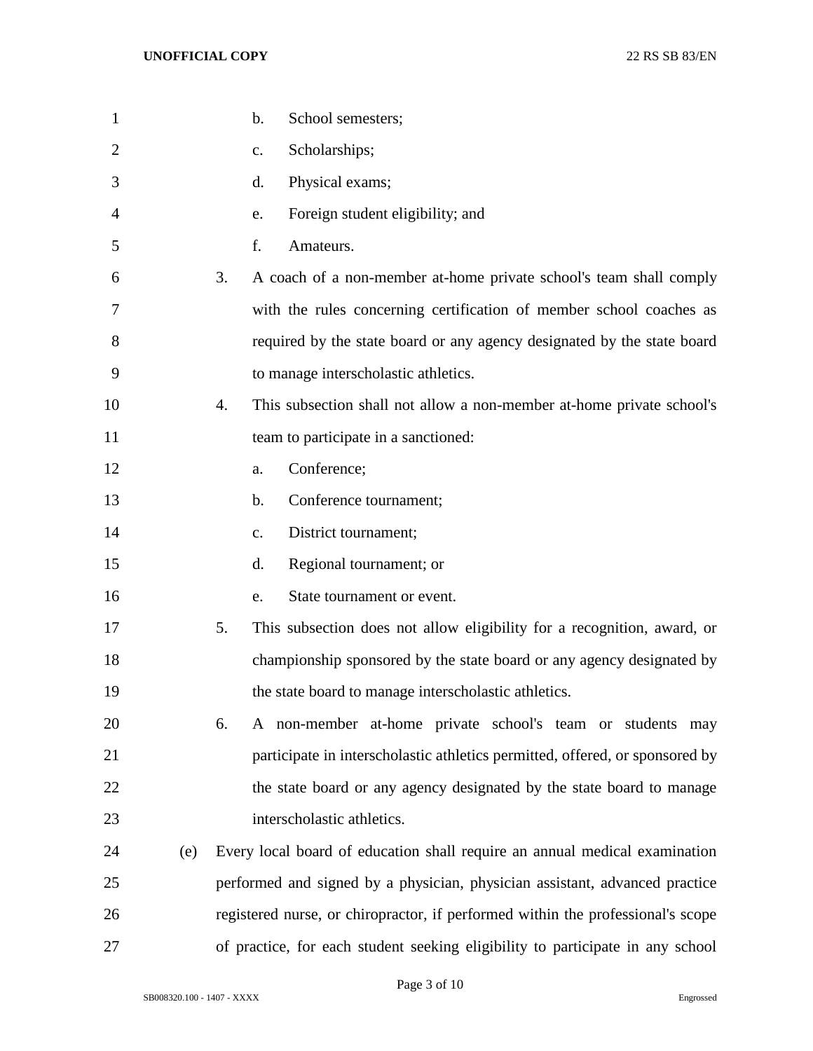b. School semesters;

c. Scholarships;

d. Physical exams;

e. Foreign student eligibility; and

f. Amateurs.

3. A coach of a non-member at-home private school's team shall comply with the rules concerning certification of member school coaches as required by the state board or any agency designated by the state board to manage interscholastic athletics.

4. This subsection shall not allow a non-member at-home private school's team to participate in a sanctioned:

a. Conference;

b. Conference tournament;

c. District tournament;

d. Regional tournament; or

e. State tournament or event.

5. This subsection does not allow eligibility for a recognition, award, or championship sponsored by the state board or any agency designated by the state board to manage interscholastic athletics.

6. A non-member at-home private school's team or students may participate in interscholastic athletics permitted, offered, or sponsored by the state board or any agency designated by the state board to manage interscholastic athletics.

(e) Every local board of education shall require an annual medical examination performed and signed by a physician, physician assistant, advanced practice registered nurse, or chiropractor, if performed within the professional's scope of practice, for each student seeking eligibility to participate in any school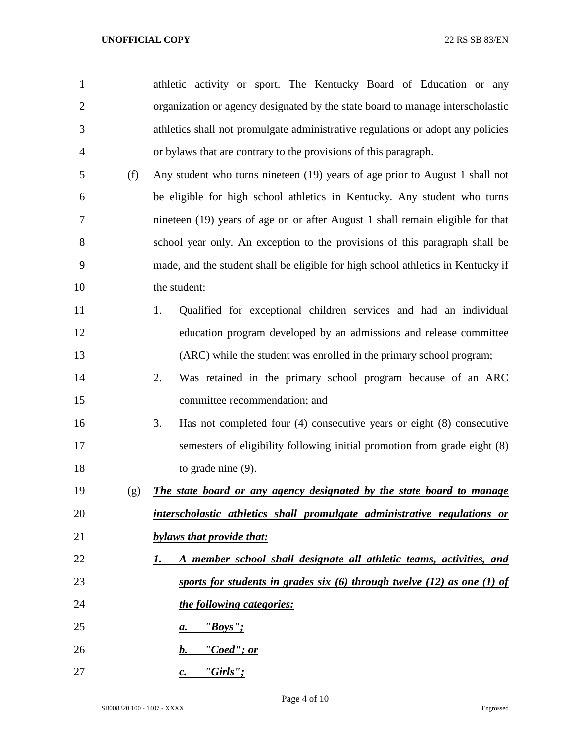athletic activity or sport. The Kentucky Board of Education or any organization or agency designated by the state board to manage interscholastic athletics shall not promulgate administrative regulations or adopt any policies or bylaws that are contrary to the provisions of this paragraph.

(f) Any student who turns nineteen (19) years of age prior to August 1 shall not be eligible for high school athletics in Kentucky. Any student who turns nineteen (19) years of age on or after August 1 shall remain eligible for that school year only. An exception to the provisions of this paragraph shall be made, and the student shall be eligible for high school athletics in Kentucky if the student:

1. Qualified for exceptional children services and had an individual education program developed by an admissions and release committee (ARC) while the student was enrolled in the primary school program;
2. Was retained in the primary school program because of an ARC committee recommendation; and
3. Has not completed four (4) consecutive years or eight (8) consecutive semesters of eligibility following initial promotion from grade eight (8) to grade nine (9).

(g) ***The state board or any agency designated by the state board to manage interscholastic athletics shall promulgate administrative regulations or bylaws that provide that:***

***1. A member school shall designate all athletic teams, activities, and sports for students in grades six (6) through twelve (12) as one (1) of the following categories:***

***a. "Boys";***

***b. "Coed"; or***

***c. "Girls";***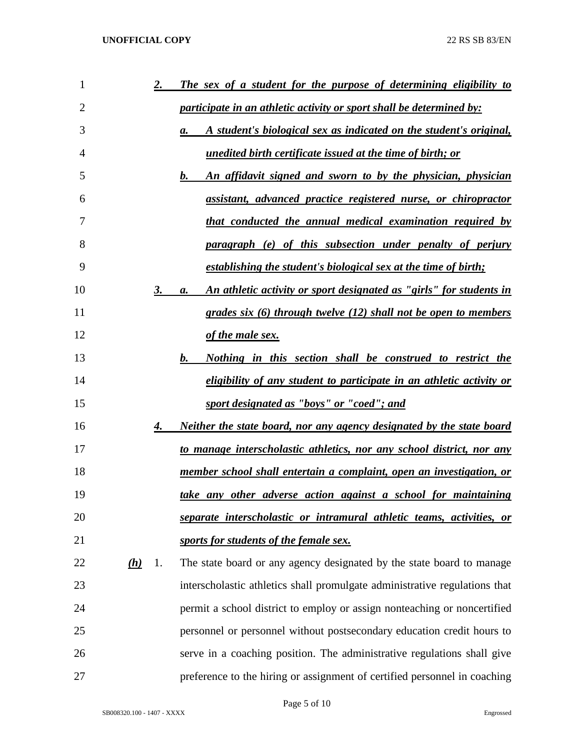***2. The sex of a student for the purpose of determining eligibility to participate in an athletic activity or sport shall be determined by:***

***a. A student's biological sex as indicated on the student's original, unedited birth certificate issued at the time of birth; or***

***b. An affidavit signed and sworn to by the physician, physician assistant, advanced practice registered nurse, or chiropractor that conducted the annual medical examination required by paragraph (e) of this subsection under penalty of perjury establishing the student's biological sex at the time of birth;***

***3. a. An athletic activity or sport designated as "girls" for students in grades six (6) through twelve (12) shall not be open to members of the male sex.***

***b. Nothing in this section shall be construed to restrict the eligibility of any student to participate in an athletic activity or sport designated as "boys" or "coed"; and***

***4. Neither the state board, nor any agency designated by the state board to manage interscholastic athletics, nor any school district, nor any member school shall entertain a complaint, open an investigation, or take any other adverse action against a school for maintaining separate interscholastic or intramural athletic teams, activities, or sports for students of the female sex.***

***(h)*** 1. The state board or any agency designated by the state board to manage interscholastic athletics shall promulgate administrative regulations that permit a school district to employ or assign nonteaching or noncertified personnel or personnel without postsecondary education credit hours to serve in a coaching position. The administrative regulations shall give preference to the hiring or assignment of certified personnel in coaching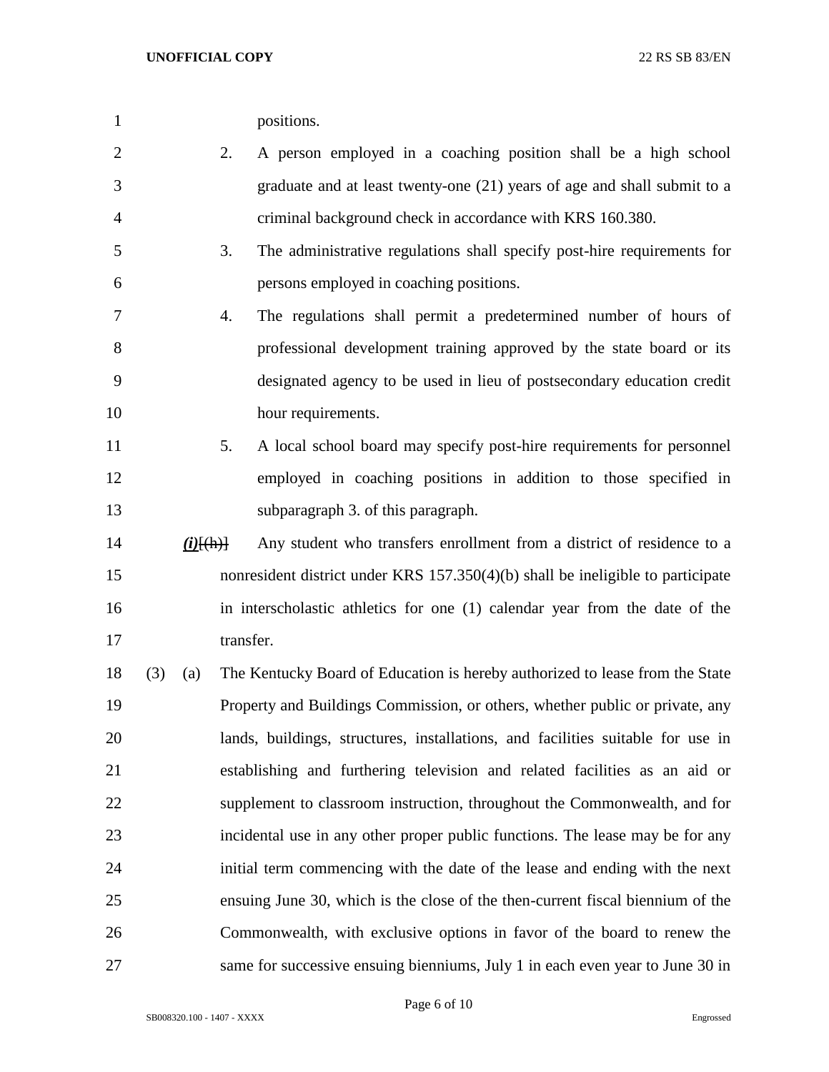positions.

2. A person employed in a coaching position shall be a high school graduate and at least twenty-one (21) years of age and shall submit to a criminal background check in accordance with KRS 160.380.

3. The administrative regulations shall specify post-hire requirements for persons employed in coaching positions.

4. The regulations shall permit a predetermined number of hours of professional development training approved by the state board or its designated agency to be used in lieu of postsecondary education credit hour requirements.

5. A local school board may specify post-hire requirements for personnel employed in coaching positions in addition to those specified in subparagraph 3. of this paragraph.

***(i)***~~[(h)]~~ Any student who transfers enrollment from a district of residence to a nonresident district under KRS 157.350(4)(b) shall be ineligible to participate in interscholastic athletics for one (1) calendar year from the date of the transfer.

(3) (a) The Kentucky Board of Education is hereby authorized to lease from the State Property and Buildings Commission, or others, whether public or private, any lands, buildings, structures, installations, and facilities suitable for use in establishing and furthering television and related facilities as an aid or supplement to classroom instruction, throughout the Commonwealth, and for incidental use in any other proper public functions. The lease may be for any initial term commencing with the date of the lease and ending with the next ensuing June 30, which is the close of the then-current fiscal biennium of the Commonwealth, with exclusive options in favor of the board to renew the same for successive ensuing bienniums, July 1 in each even year to June 30 in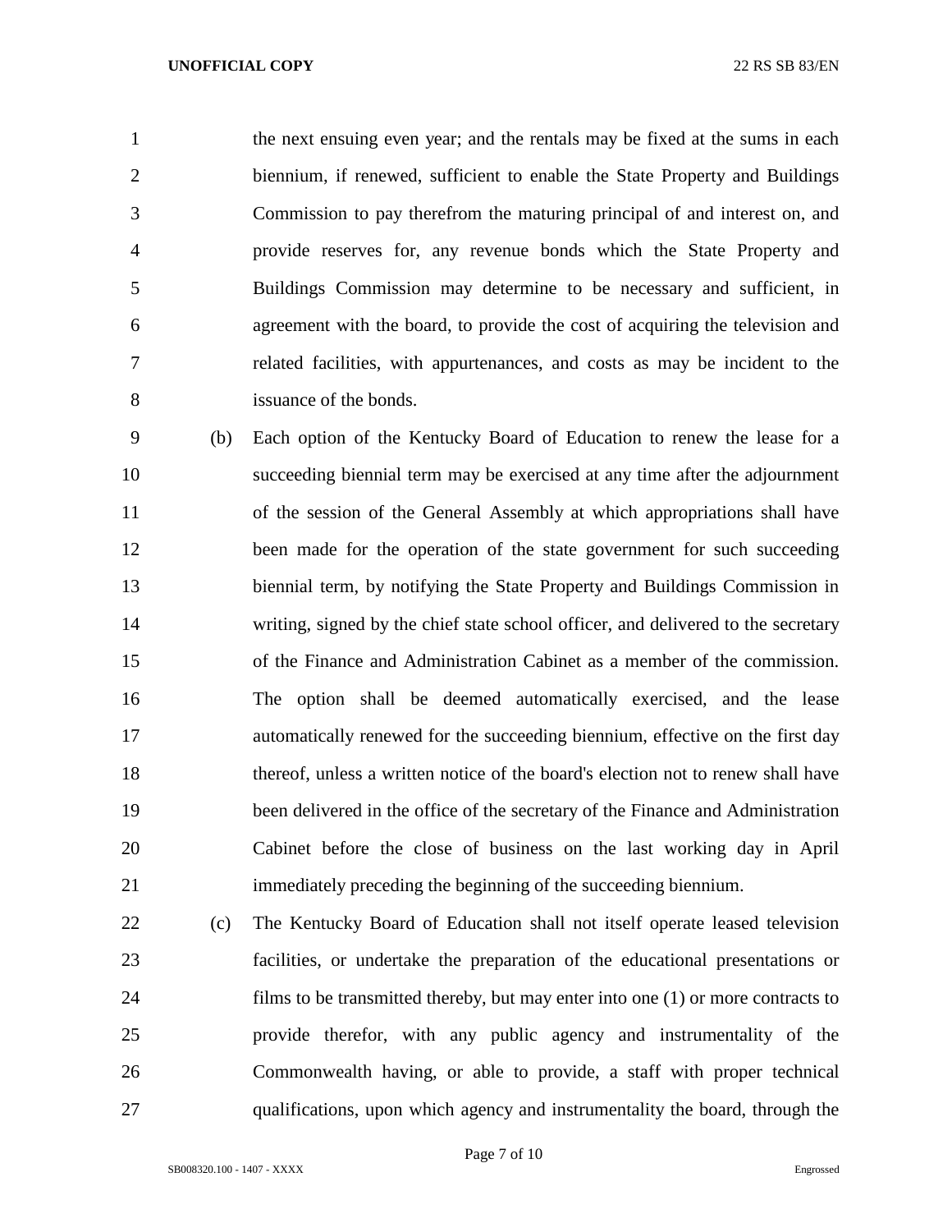the next ensuing even year; and the rentals may be fixed at the sums in each biennium, if renewed, sufficient to enable the State Property and Buildings Commission to pay therefrom the maturing principal of and interest on, and provide reserves for, any revenue bonds which the State Property and Buildings Commission may determine to be necessary and sufficient, in agreement with the board, to provide the cost of acquiring the television and related facilities, with appurtenances, and costs as may be incident to the issuance of the bonds.

(b) Each option of the Kentucky Board of Education to renew the lease for a succeeding biennial term may be exercised at any time after the adjournment of the session of the General Assembly at which appropriations shall have been made for the operation of the state government for such succeeding biennial term, by notifying the State Property and Buildings Commission in writing, signed by the chief state school officer, and delivered to the secretary of the Finance and Administration Cabinet as a member of the commission. The option shall be deemed automatically exercised, and the lease automatically renewed for the succeeding biennium, effective on the first day thereof, unless a written notice of the board's election not to renew shall have been delivered in the office of the secretary of the Finance and Administration Cabinet before the close of business on the last working day in April immediately preceding the beginning of the succeeding biennium.

(c) The Kentucky Board of Education shall not itself operate leased television facilities, or undertake the preparation of the educational presentations or films to be transmitted thereby, but may enter into one (1) or more contracts to provide therefor, with any public agency and instrumentality of the Commonwealth having, or able to provide, a staff with proper technical qualifications, upon which agency and instrumentality the board, through the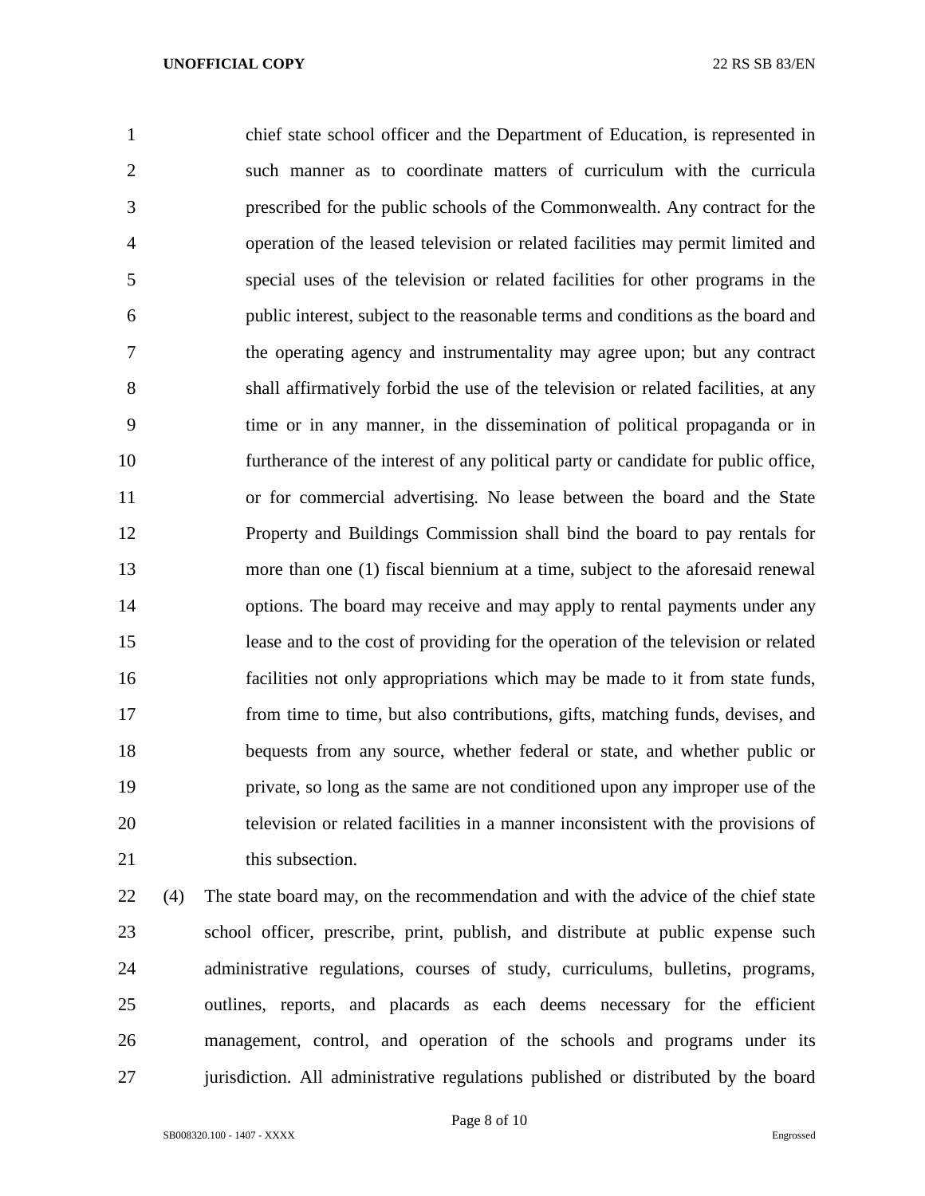chief state school officer and the Department of Education, is represented in such manner as to coordinate matters of curriculum with the curricula prescribed for the public schools of the Commonwealth. Any contract for the operation of the leased television or related facilities may permit limited and special uses of the television or related facilities for other programs in the public interest, subject to the reasonable terms and conditions as the board and the operating agency and instrumentality may agree upon; but any contract shall affirmatively forbid the use of the television or related facilities, at any time or in any manner, in the dissemination of political propaganda or in furtherance of the interest of any political party or candidate for public office, or for commercial advertising. No lease between the board and the State Property and Buildings Commission shall bind the board to pay rentals for more than one (1) fiscal biennium at a time, subject to the aforesaid renewal options. The board may receive and may apply to rental payments under any lease and to the cost of providing for the operation of the television or related facilities not only appropriations which may be made to it from state funds, from time to time, but also contributions, gifts, matching funds, devises, and bequests from any source, whether federal or state, and whether public or private, so long as the same are not conditioned upon any improper use of the television or related facilities in a manner inconsistent with the provisions of this subsection.

(4) The state board may, on the recommendation and with the advice of the chief state school officer, prescribe, print, publish, and distribute at public expense such administrative regulations, courses of study, curriculums, bulletins, programs, outlines, reports, and placards as each deems necessary for the efficient management, control, and operation of the schools and programs under its jurisdiction. All administrative regulations published or distributed by the board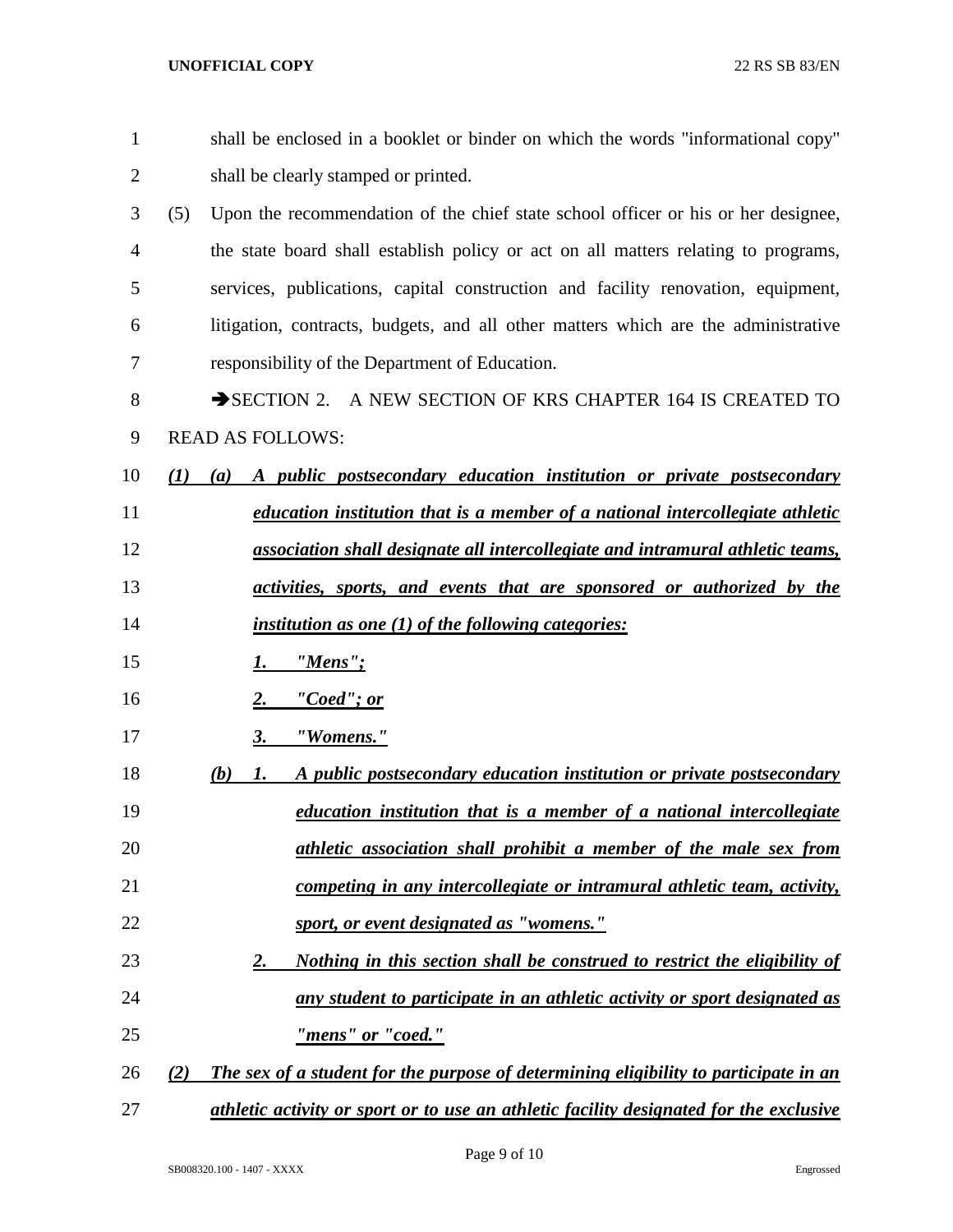shall be enclosed in a booklet or binder on which the words "informational copy" shall be clearly stamped or printed.

(5) Upon the recommendation of the chief state school officer or his or her designee, the state board shall establish policy or act on all matters relating to programs, services, publications, capital construction and facility renovation, equipment, litigation, contracts, budgets, and all other matters which are the administrative responsibility of the Department of Education.

➔SECTION 2. A NEW SECTION OF KRS CHAPTER 164 IS CREATED TO READ AS FOLLOWS:

***(1) (a) A public postsecondary education institution or private postsecondary education institution that is a member of a national intercollegiate athletic association shall designate all intercollegiate and intramural athletic teams, activities, sports, and events that are sponsored or authorized by the institution as one (1) of the following categories:***

***1. "Mens";***

***2. "Coed"; or***

***3. "Womens."***

***(b) 1. A public postsecondary education institution or private postsecondary education institution that is a member of a national intercollegiate athletic association shall prohibit a member of the male sex from competing in any intercollegiate or intramural athletic team, activity, sport, or event designated as "womens."***

***2. Nothing in this section shall be construed to restrict the eligibility of any student to participate in an athletic activity or sport designated as "mens" or "coed."***

***(2) The sex of a student for the purpose of determining eligibility to participate in an athletic activity or sport or to use an athletic facility designated for the exclusive***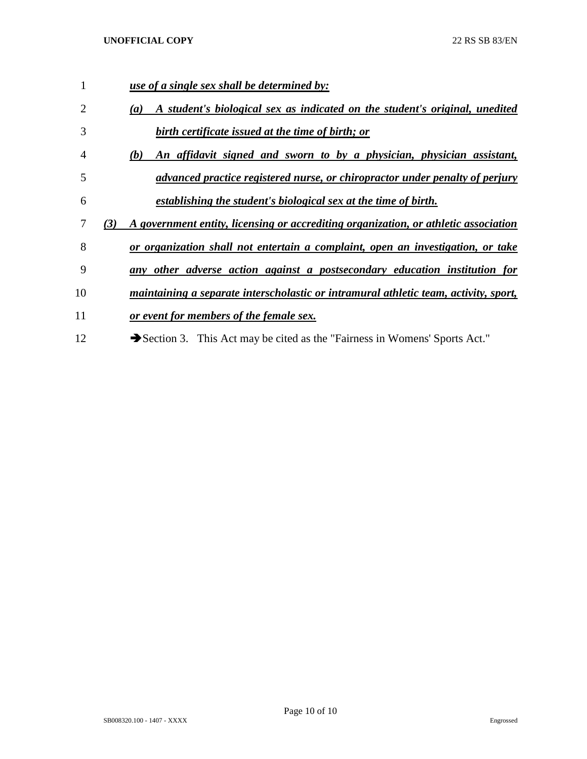*use of a single sex shall be determined by:*

*(a) A student's biological sex as indicated on the student's original, unedited birth certificate issued at the time of birth; or*

*(b) An affidavit signed and sworn to by a physician, physician assistant, advanced practice registered nurse, or chiropractor under penalty of perjury establishing the student's biological sex at the time of birth.*

*(3) A government entity, licensing or accrediting organization, or athletic association or organization shall not entertain a complaint, open an investigation, or take any other adverse action against a postsecondary education institution for maintaining a separate interscholastic or intramural athletic team, activity, sport, or event for members of the female sex.*

➔Section 3. This Act may be cited as the "Fairness in Womens' Sports Act."